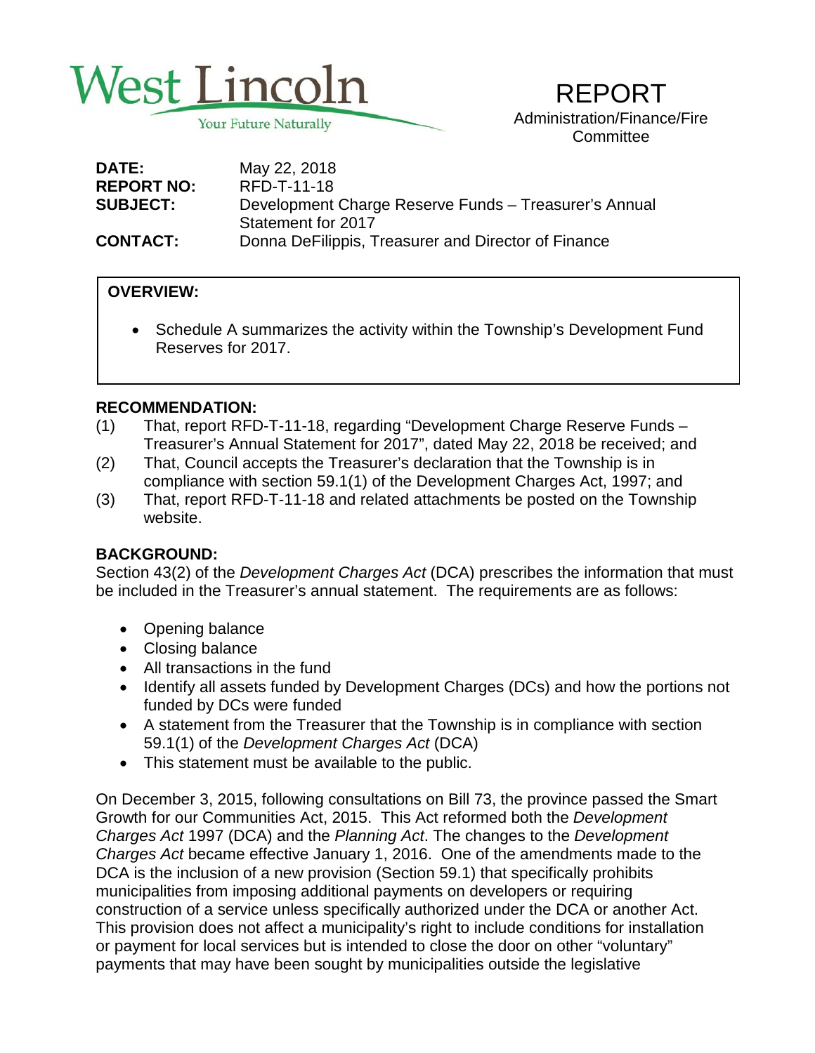West Lincoln
Your Future Naturally

# REPORT

Administration/Finance/Fire Committee

**DATE:** May 22, 2018
**REPORT NO:** RFD-T-11-18
**SUBJECT:** Development Charge Reserve Funds – Treasurer's Annual Statement for 2017
**CONTACT:** Donna DeFilippis, Treasurer and Director of Finance

**OVERVIEW:**

- Schedule A summarizes the activity within the Township's Development Fund Reserves for 2017.

**RECOMMENDATION:**

(1) That, report RFD-T-11-18, regarding "Development Charge Reserve Funds – Treasurer's Annual Statement for 2017", dated May 22, 2018 be received; and
(2) That, Council accepts the Treasurer's declaration that the Township is in compliance with section 59.1(1) of the Development Charges Act, 1997; and
(3) That, report RFD-T-11-18 and related attachments be posted on the Township website.

**BACKGROUND:**

Section 43(2) of the *Development Charges Act* (DCA) prescribes the information that must be included in the Treasurer's annual statement. The requirements are as follows:

- Opening balance
- Closing balance
- All transactions in the fund
- Identify all assets funded by Development Charges (DCs) and how the portions not funded by DCs were funded
- A statement from the Treasurer that the Township is in compliance with section 59.1(1) of the *Development Charges Act* (DCA)
- This statement must be available to the public.

On December 3, 2015, following consultations on Bill 73, the province passed the Smart Growth for our Communities Act, 2015. This Act reformed both the *Development Charges Act* 1997 (DCA) and the *Planning Act*. The changes to the *Development Charges Act* became effective January 1, 2016. One of the amendments made to the DCA is the inclusion of a new provision (Section 59.1) that specifically prohibits municipalities from imposing additional payments on developers or requiring construction of a service unless specifically authorized under the DCA or another Act. This provision does not affect a municipality's right to include conditions for installation or payment for local services but is intended to close the door on other "voluntary" payments that may have been sought by municipalities outside the legislative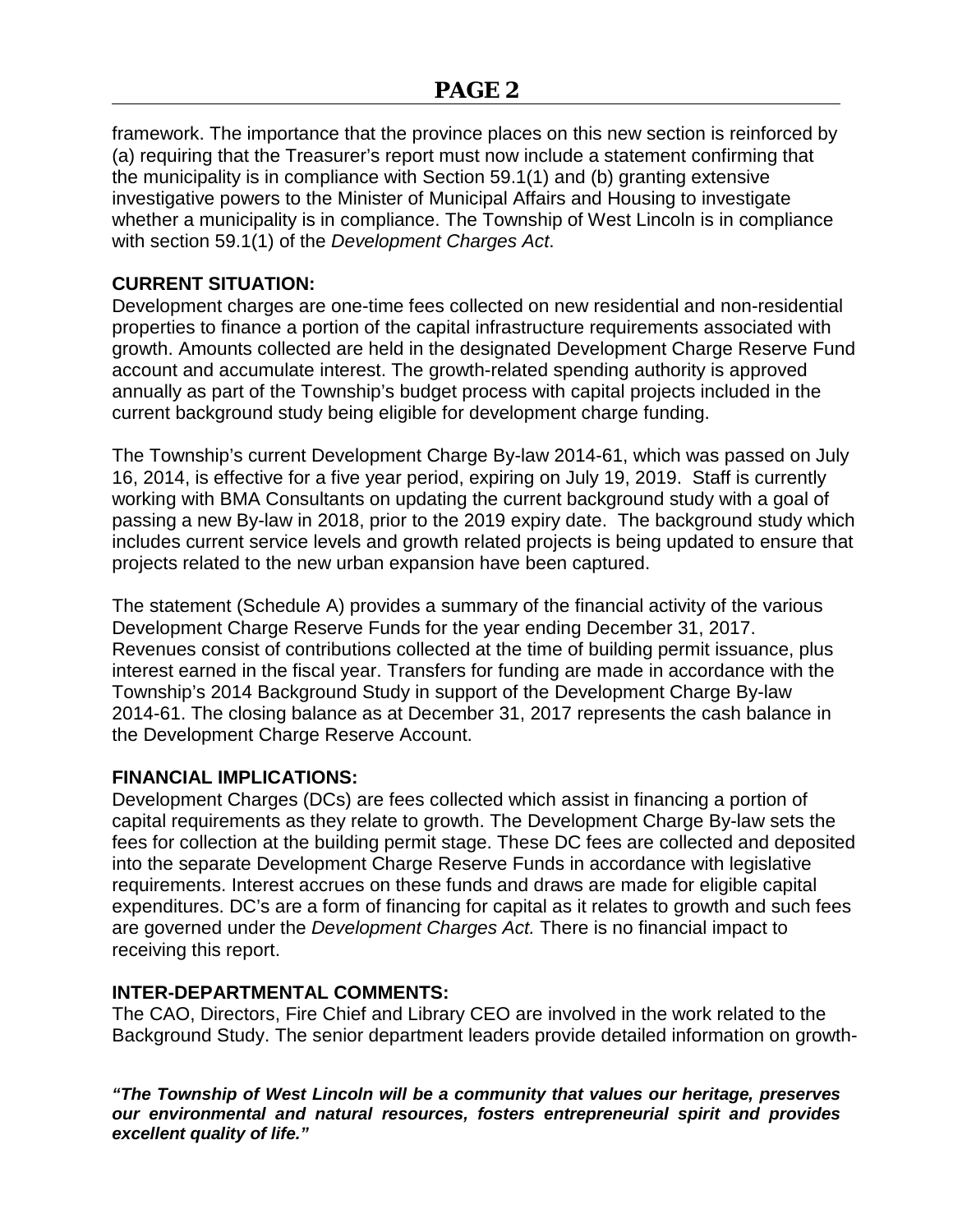framework. The importance that the province places on this new section is reinforced by (a) requiring that the Treasurer's report must now include a statement confirming that the municipality is in compliance with Section 59.1(1) and (b) granting extensive investigative powers to the Minister of Municipal Affairs and Housing to investigate whether a municipality is in compliance. The Township of West Lincoln is in compliance with section 59.1(1) of the *Development Charges Act*.

**CURRENT SITUATION:**

Development charges are one-time fees collected on new residential and non-residential properties to finance a portion of the capital infrastructure requirements associated with growth. Amounts collected are held in the designated Development Charge Reserve Fund account and accumulate interest. The growth-related spending authority is approved annually as part of the Township's budget process with capital projects included in the current background study being eligible for development charge funding.

The Township's current Development Charge By-law 2014-61, which was passed on July 16, 2014, is effective for a five year period, expiring on July 19, 2019. Staff is currently working with BMA Consultants on updating the current background study with a goal of passing a new By-law in 2018, prior to the 2019 expiry date. The background study which includes current service levels and growth related projects is being updated to ensure that projects related to the new urban expansion have been captured.

The statement (Schedule A) provides a summary of the financial activity of the various Development Charge Reserve Funds for the year ending December 31, 2017. Revenues consist of contributions collected at the time of building permit issuance, plus interest earned in the fiscal year. Transfers for funding are made in accordance with the Township's 2014 Background Study in support of the Development Charge By-law 2014-61. The closing balance as at December 31, 2017 represents the cash balance in the Development Charge Reserve Account.

**FINANCIAL IMPLICATIONS:**

Development Charges (DCs) are fees collected which assist in financing a portion of capital requirements as they relate to growth. The Development Charge By-law sets the fees for collection at the building permit stage. These DC fees are collected and deposited into the separate Development Charge Reserve Funds in accordance with legislative requirements. Interest accrues on these funds and draws are made for eligible capital expenditures. DC's are a form of financing for capital as it relates to growth and such fees are governed under the *Development Charges Act.* There is no financial impact to receiving this report.

**INTER-DEPARTMENTAL COMMENTS:**

The CAO, Directors, Fire Chief and Library CEO are involved in the work related to the Background Study. The senior department leaders provide detailed information on growth-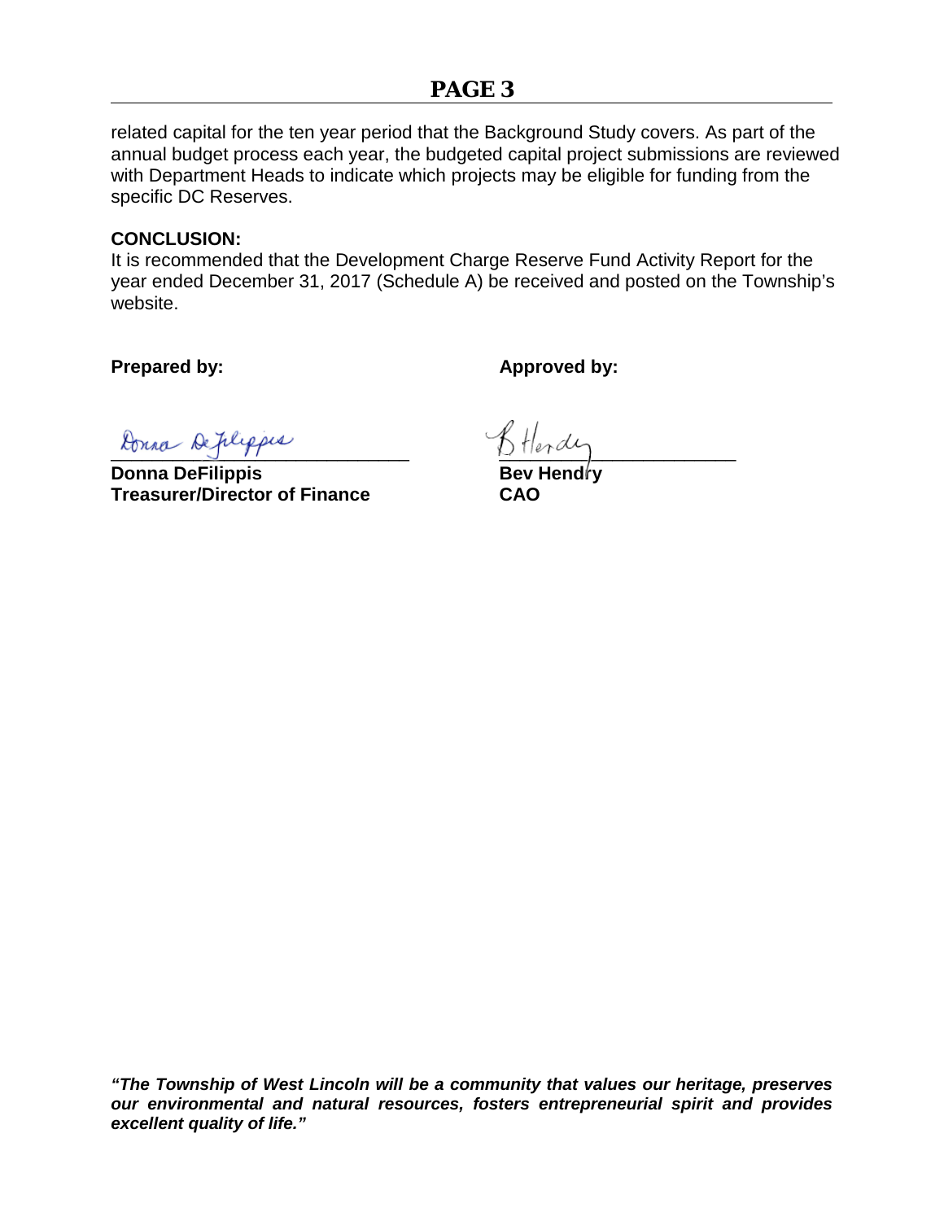related capital for the ten year period that the Background Study covers. As part of the annual budget process each year, the budgeted capital project submissions are reviewed with Department Heads to indicate which projects may be eligible for funding from the specific DC Reserves.

**CONCLUSION:**

It is recommended that the Development Charge Reserve Fund Activity Report for the year ended December 31, 2017 (Schedule A) be received and posted on the Township's website.

**Prepared by:**

Donna DeFilippis

**Donna DeFilippis**
**Treasurer/Director of Finance**

**Approved by:**

B Hendry

**Bev Hendry**
**CAO**

***"The Township of West Lincoln will be a community that values our heritage, preserves our environmental and natural resources, fosters entrepreneurial spirit and provides excellent quality of life."***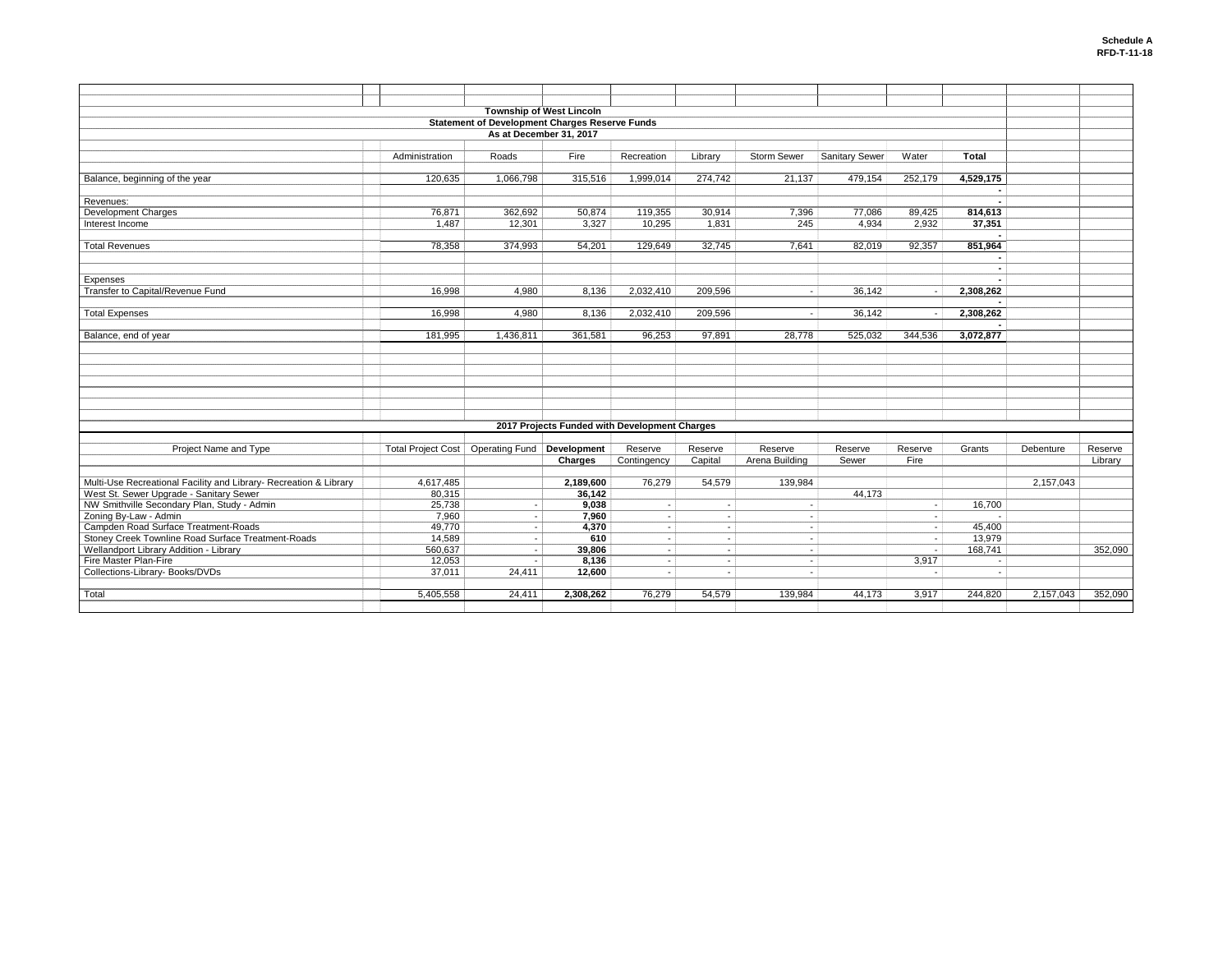**Schedule A**
**RFD-T-11-18**

## Township of West Lincoln
## Statement of Development Charges Reserve Funds
### As at December 31, 2017

| | Administration | Roads | Fire | Recreation | Library | Storm Sewer | Sanitary Sewer | Water | **Total** |
|---|---|---|---|---|---|---|---|---|---|
| Balance, beginning of the year | 120,635 | 1,066,798 | 315,516 | 1,999,014 | 274,742 | 21,137 | 479,154 | 252,179 | **4,529,175** |
| Revenues: | | | | | | | | | |
| Development Charges | 76,871 | 362,692 | 50,874 | 119,355 | 30,914 | 7,396 | 77,086 | 89,425 | **814,613** |
| Interest Income | 1,487 | 12,301 | 3,327 | 10,295 | 1,831 | 245 | 4,934 | 2,932 | **37,351** |
| Total Revenues | 78,358 | 374,993 | 54,201 | 129,649 | 32,745 | 7,641 | 82,019 | 92,357 | **851,964** |
| Expenses | | | | | | | | | |
| Transfer to Capital/Revenue Fund | 16,998 | 4,980 | 8,136 | 2,032,410 | 209,596 | - | 36,142 | - | **2,308,262** |
| Total Expenses | 16,998 | 4,980 | 8,136 | 2,032,410 | 209,596 | - | 36,142 | - | **2,308,262** |
| Balance, end of year | 181,995 | 1,436,811 | 361,581 | 96,253 | 97,891 | 28,778 | 525,032 | 344,536 | **3,072,877** |

### 2017 Projects Funded with Development Charges

| Project Name and Type | Total Project Cost | Operating Fund | **Development Charges** | Reserve Contingency | Reserve Capital | Reserve Arena Building | Reserve Sewer | Reserve Fire | Grants | Debenture | Reserve Library |
|---|---|---|---|---|---|---|---|---|---|---|---|
| Multi-Use Recreational Facility and Library- Recreation & Library | 4,617,485 | | **2,189,600** | 76,279 | 54,579 | 139,984 | | | | 2,157,043 | |
| West St. Sewer Upgrade - Sanitary Sewer | 80,315 | | **36,142** | | | | 44,173 | | | | |
| NW Smithville Secondary Plan, Study - Admin | 25,738 | - | **9,038** | - | - | - | | - | 16,700 | | |
| Zoning By-Law - Admin | 7,960 | - | **7,960** | - | - | - | | - | - | | |
| Campden Road Surface Treatment-Roads | 49,770 | - | **4,370** | - | - | - | | - | 45,400 | | |
| Stoney Creek Townline Road Surface Treatment-Roads | 14,589 | - | **610** | - | - | - | | - | 13,979 | | |
| Wellandport Library Addition - Library | 560,637 | - | **39,806** | - | - | - | | - | 168,741 | | 352,090 |
| Fire Master Plan-Fire | 12,053 | - | **8,136** | - | - | - | | 3,917 | - | | |
| Collections-Library- Books/DVDs | 37,011 | 24,411 | **12,600** | - | - | - | | - | - | | |
| Total | 5,405,558 | 24,411 | **2,308,262** | 76,279 | 54,579 | 139,984 | 44,173 | 3,917 | 244,820 | 2,157,043 | 352,090 |